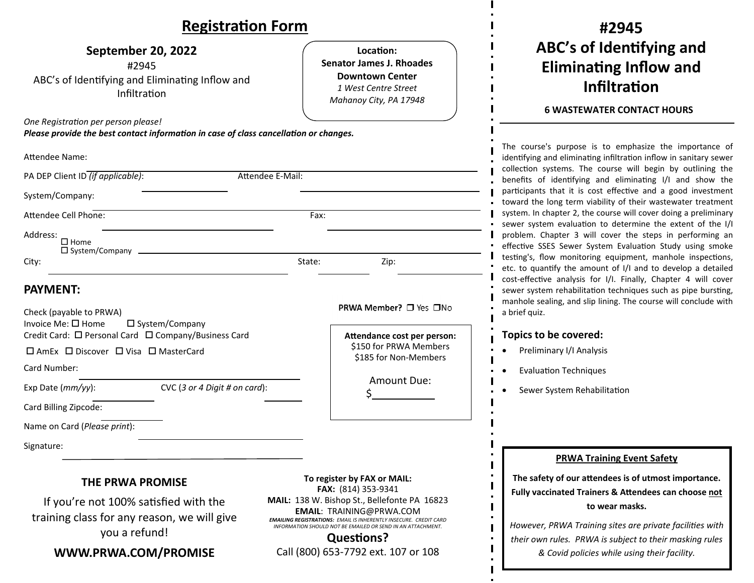# Registration Form

**September 20, 2022**

#2945

ABC's of Identifying and Eliminating Inflow and Infiltration

**Location:**
**Senator James J. Rhoades Downtown Center**
*1 West Centre Street*
*Mahanoy City, PA 17948*

*One Registration per person please!*
***Please provide the best contact information in case of class cancellation or changes.***

Attendee Name: ______________________

PA DEP Client ID *(if applicable)*: __________ Attendee E-Mail: __________

System/Company: ______________________

Attendee Cell Phone: __________ Fax: __________

Address: ☐ Home ☐ System/Company ______________________

City: __________ State: ______ Zip: ______

## PAYMENT:

Check (payable to PRWA)

Invoice Me: ☐ Home ☐ System/Company

Credit Card: ☐ Personal Card ☐ Company/Business Card

☐ AmEx ☐ Discover ☐ Visa ☐ MasterCard

Card Number: ______________________

Exp Date (*mm/yy*): ______ CVC (*3 or 4 Digit # on card*): ______

Card Billing Zipcode: ______

Name on Card (*Please print*): ______________________

Signature: ______________________

**PRWA Member?** ☐ Yes ☐ No

**Attendance cost per person:**
$150 for PRWA Members
$185 for Non-Members

Amount Due:
$__________

### THE PRWA PROMISE

If you're not 100% satisfied with the training class for any reason, we will give you a refund!

**WWW.PRWA.COM/PROMISE**

**To register by FAX or MAIL:**
**FAX:** (814) 353-9341
**MAIL:** 138 W. Bishop St., Bellefonte PA 16823
**EMAIL**: TRAINING@PRWA.COM

***EMAILING REGISTRATIONS:*** *EMAIL IS INHERENTLY INSECURE. CREDIT CARD INFORMATION SHOULD NOT BE EMAILED OR SEND IN AN ATTACHMENT.*

**Questions?**
Call (800) 653-7792 ext. 107 or 108

# #2945 ABC's of Identifying and Eliminating Inflow and Infiltration

**6 WASTEWATER CONTACT HOURS**

The course's purpose is to emphasize the importance of identifying and eliminating infiltration inflow in sanitary sewer collection systems. The course will begin by outlining the benefits of identifying and eliminating I/I and show the participants that it is cost effective and a good investment toward the long term viability of their wastewater treatment system. In chapter 2, the course will cover doing a preliminary sewer system evaluation to determine the extent of the I/I problem. Chapter 3 will cover the steps in performing an effective SSES Sewer System Evaluation Study using smoke testing's, flow monitoring equipment, manhole inspections, etc. to quantify the amount of I/I and to develop a detailed cost-effective analysis for I/I. Finally, Chapter 4 will cover sewer system rehabilitation techniques such as pipe bursting, manhole sealing, and slip lining. The course will conclude with a brief quiz.

## Topics to be covered:

- Preliminary I/I Analysis
- Evaluation Techniques
- Sewer System Rehabilitation

**PRWA Training Event Safety**

**The safety of our attendees is of utmost importance. Fully vaccinated Trainers & Attendees can choose not to wear masks.**

*However, PRWA Training sites are private facilities with their own rules. PRWA is subject to their masking rules & Covid policies while using their facility.*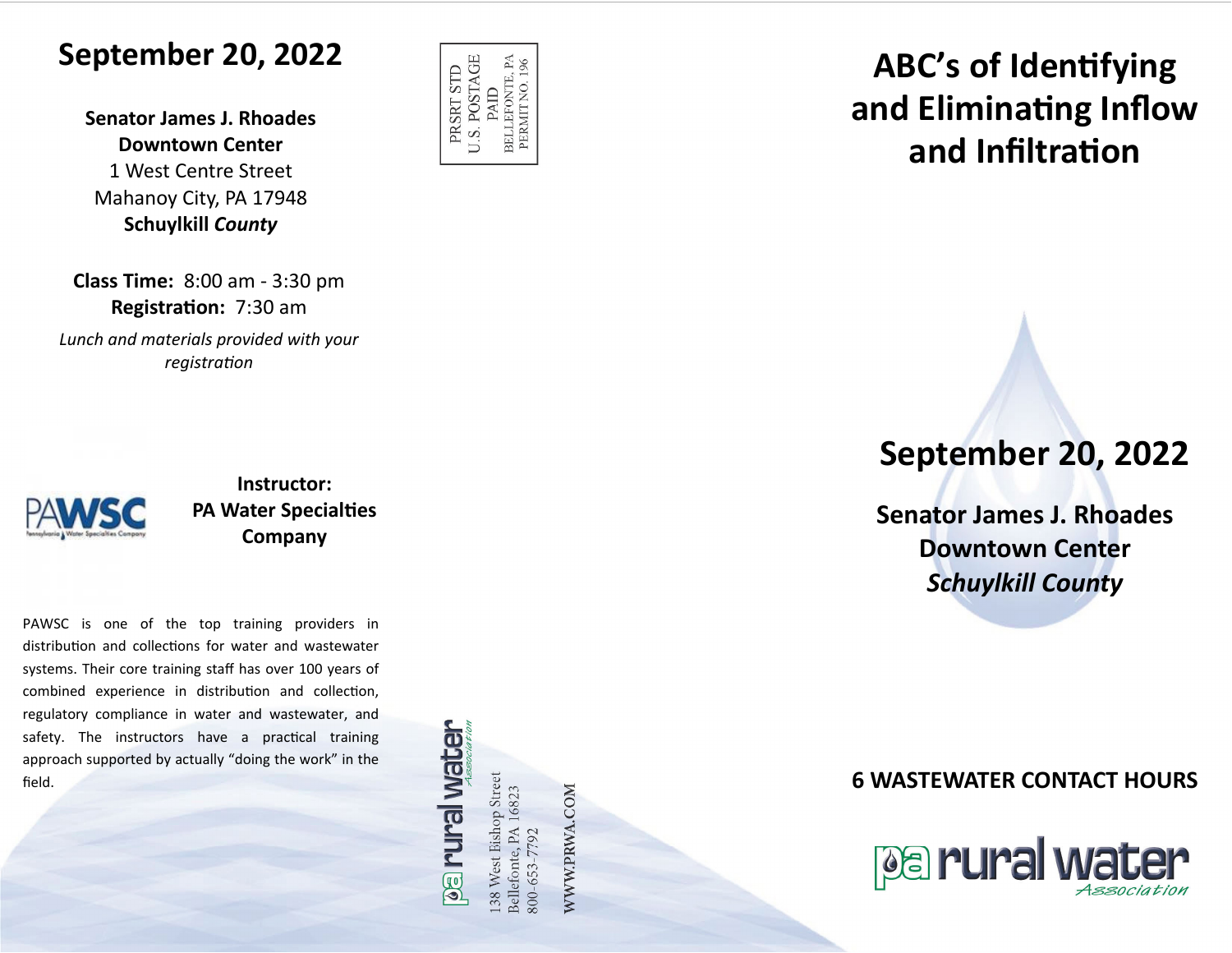## September 20, 2022

**Senator James J. Rhoades Downtown Center**
1 West Centre Street
Mahanoy City, PA 17948
**Schuylkill *County***

**Class Time:** 8:00 am - 3:30 pm
**Registration:** 7:30 am

*Lunch and materials provided with your registration*

**Instructor:**
**PA Water Specialties Company**

PAWSC is one of the top training providers in distribution and collections for water and wastewater systems. Their core training staff has over 100 years of combined experience in distribution and collection, regulatory compliance in water and wastewater, and safety. The instructors have a practical training approach supported by actually "doing the work" in the field.

PRSRT STD
U.S. POSTAGE
PAID
BELLEFONTE, PA
PERMIT NO. 196

pa rural water Association
138 West Bishop Street
Bellefonte, PA 16823
800-653-7792

WWW.PRWA.COM

# ABC's of Identifying and Eliminating Inflow and Infiltration

## September 20, 2022

**Senator James J. Rhoades Downtown Center**
***Schuylkill County***

**6 WASTEWATER CONTACT HOURS**

pa rural water Association